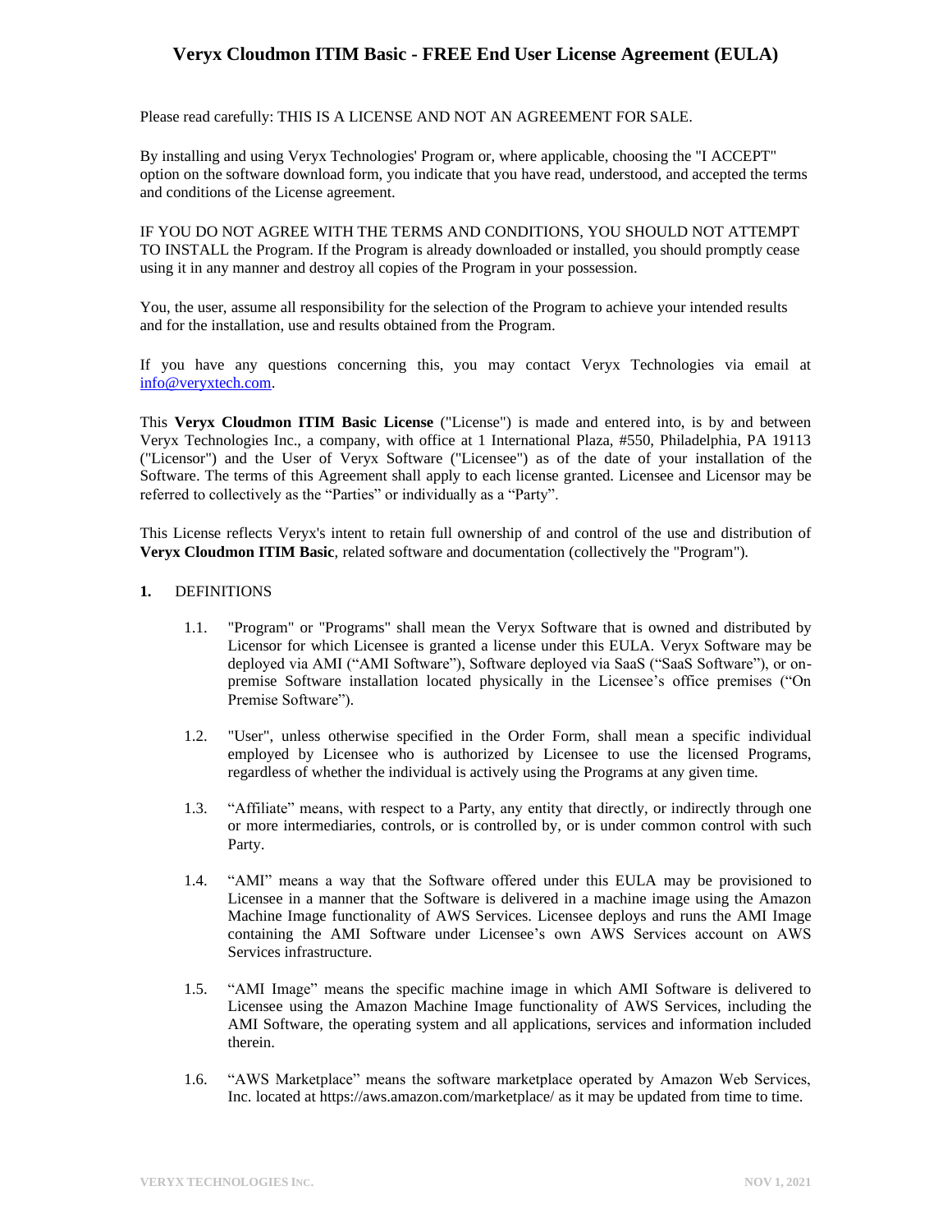# Veryx Cloudmon ITIM Basic - FREE End User License Agreement (EULA)

Please read carefully: THIS IS A LICENSE AND NOT AN AGREEMENT FOR SALE.

By installing and using Veryx Technologies' Program or, where applicable, choosing the "I ACCEPT" option on the software download form, you indicate that you have read, understood, and accepted the terms and conditions of the License agreement.

IF YOU DO NOT AGREE WITH THE TERMS AND CONDITIONS, YOU SHOULD NOT ATTEMPT TO INSTALL the Program. If the Program is already downloaded or installed, you should promptly cease using it in any manner and destroy all copies of the Program in your possession.

You, the user, assume all responsibility for the selection of the Program to achieve your intended results and for the installation, use and results obtained from the Program.

If you have any questions concerning this, you may contact Veryx Technologies via email at info@veryxtech.com.

This **Veryx Cloudmon ITIM Basic License** ("License") is made and entered into, is by and between Veryx Technologies Inc., a company, with office at 1 International Plaza, #550, Philadelphia, PA 19113 ("Licensor") and the User of Veryx Software ("Licensee") as of the date of your installation of the Software. The terms of this Agreement shall apply to each license granted. Licensee and Licensor may be referred to collectively as the "Parties" or individually as a "Party".

This License reflects Veryx's intent to retain full ownership of and control of the use and distribution of **Veryx Cloudmon ITIM Basic**, related software and documentation (collectively the "Program").

**1.** DEFINITIONS

1.1. "Program" or "Programs" shall mean the Veryx Software that is owned and distributed by Licensor for which Licensee is granted a license under this EULA. Veryx Software may be deployed via AMI ("AMI Software"), Software deployed via SaaS ("SaaS Software"), or on-premise Software installation located physically in the Licensee's office premises ("On Premise Software").

1.2. "User", unless otherwise specified in the Order Form, shall mean a specific individual employed by Licensee who is authorized by Licensee to use the licensed Programs, regardless of whether the individual is actively using the Programs at any given time.

1.3. "Affiliate" means, with respect to a Party, any entity that directly, or indirectly through one or more intermediaries, controls, or is controlled by, or is under common control with such Party.

1.4. "AMI" means a way that the Software offered under this EULA may be provisioned to Licensee in a manner that the Software is delivered in a machine image using the Amazon Machine Image functionality of AWS Services. Licensee deploys and runs the AMI Image containing the AMI Software under Licensee's own AWS Services account on AWS Services infrastructure.

1.5. "AMI Image" means the specific machine image in which AMI Software is delivered to Licensee using the Amazon Machine Image functionality of AWS Services, including the AMI Software, the operating system and all applications, services and information included therein.

1.6. "AWS Marketplace" means the software marketplace operated by Amazon Web Services, Inc. located at https://aws.amazon.com/marketplace/ as it may be updated from time to time.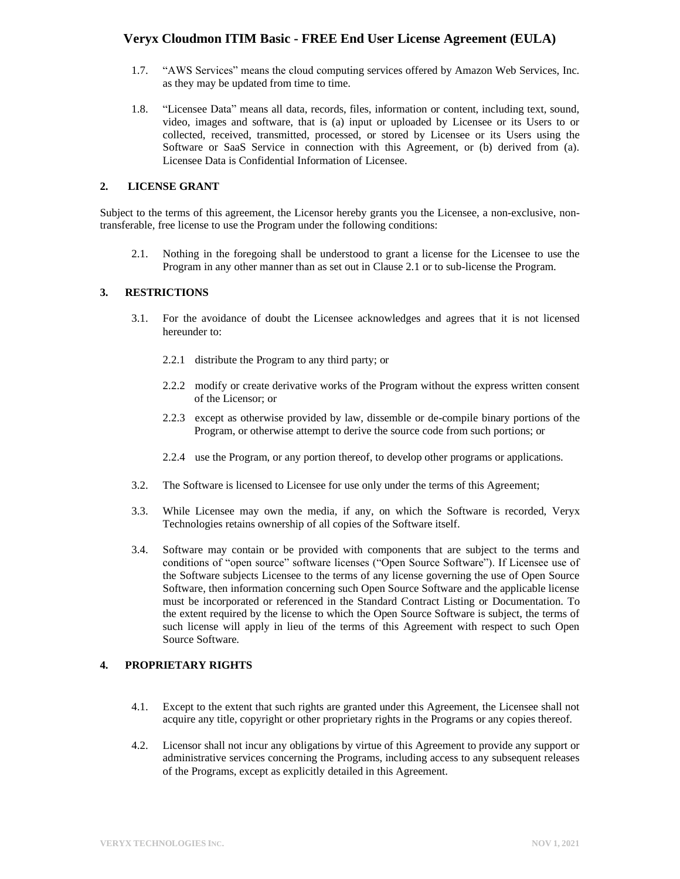1.7. "AWS Services" means the cloud computing services offered by Amazon Web Services, Inc. as they may be updated from time to time.

1.8. "Licensee Data" means all data, records, files, information or content, including text, sound, video, images and software, that is (a) input or uploaded by Licensee or its Users to or collected, received, transmitted, processed, or stored by Licensee or its Users using the Software or SaaS Service in connection with this Agreement, or (b) derived from (a). Licensee Data is Confidential Information of Licensee.

## 2. LICENSE GRANT

Subject to the terms of this agreement, the Licensor hereby grants you the Licensee, a non-exclusive, non-transferable, free license to use the Program under the following conditions:

2.1. Nothing in the foregoing shall be understood to grant a license for the Licensee to use the Program in any other manner than as set out in Clause 2.1 or to sub-license the Program.

## 3. RESTRICTIONS

3.1. For the avoidance of doubt the Licensee acknowledges and agrees that it is not licensed hereunder to:

2.2.1 distribute the Program to any third party; or

2.2.2 modify or create derivative works of the Program without the express written consent of the Licensor; or

2.2.3 except as otherwise provided by law, dissemble or de-compile binary portions of the Program, or otherwise attempt to derive the source code from such portions; or

2.2.4 use the Program, or any portion thereof, to develop other programs or applications.

3.2. The Software is licensed to Licensee for use only under the terms of this Agreement;

3.3. While Licensee may own the media, if any, on which the Software is recorded, Veryx Technologies retains ownership of all copies of the Software itself.

3.4. Software may contain or be provided with components that are subject to the terms and conditions of "open source" software licenses ("Open Source Software"). If Licensee use of the Software subjects Licensee to the terms of any license governing the use of Open Source Software, then information concerning such Open Source Software and the applicable license must be incorporated or referenced in the Standard Contract Listing or Documentation. To the extent required by the license to which the Open Source Software is subject, the terms of such license will apply in lieu of the terms of this Agreement with respect to such Open Source Software.

## 4. PROPRIETARY RIGHTS

4.1. Except to the extent that such rights are granted under this Agreement, the Licensee shall not acquire any title, copyright or other proprietary rights in the Programs or any copies thereof.

4.2. Licensor shall not incur any obligations by virtue of this Agreement to provide any support or administrative services concerning the Programs, including access to any subsequent releases of the Programs, except as explicitly detailed in this Agreement.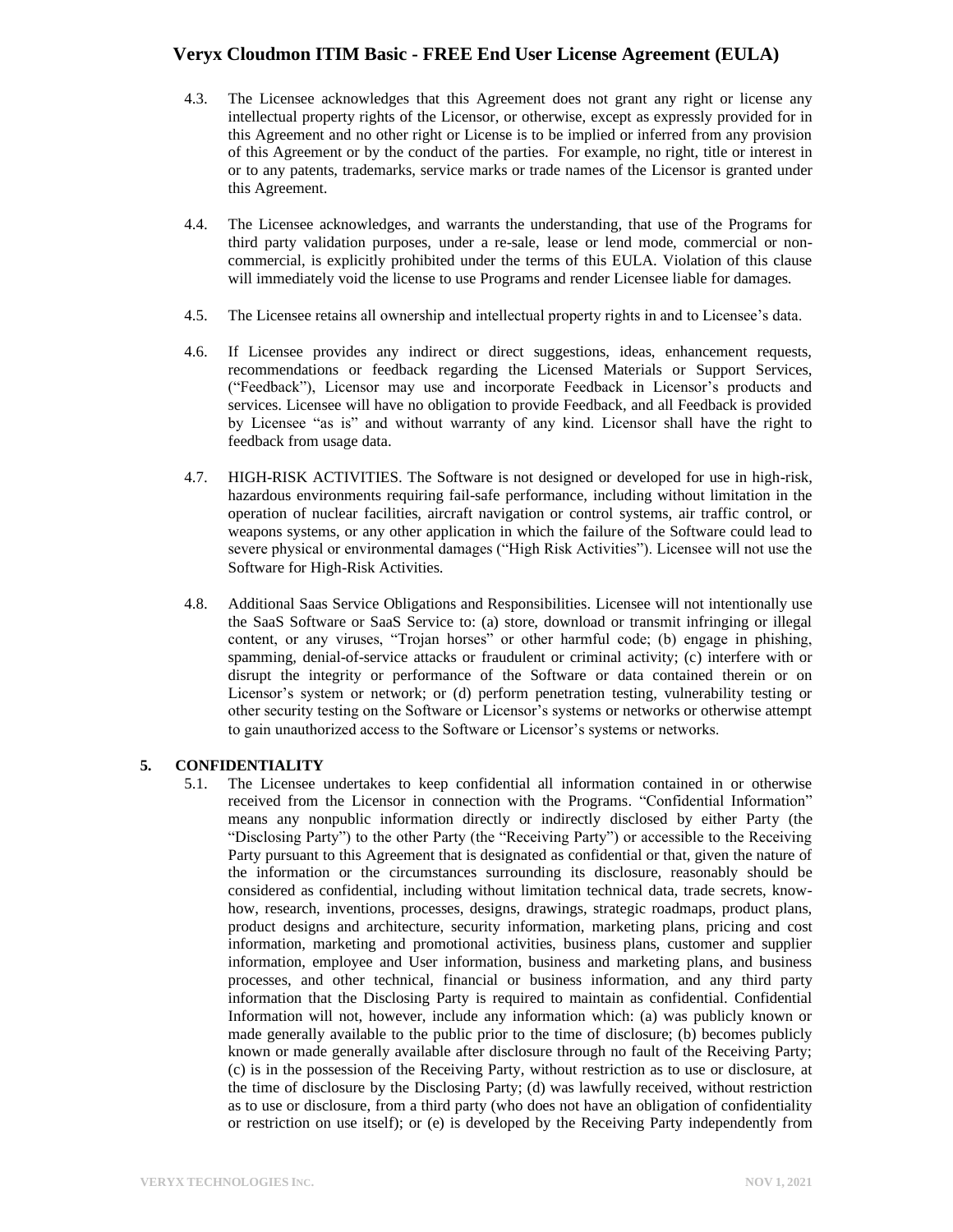4.3. The Licensee acknowledges that this Agreement does not grant any right or license any intellectual property rights of the Licensor, or otherwise, except as expressly provided for in this Agreement and no other right or License is to be implied or inferred from any provision of this Agreement or by the conduct of the parties. For example, no right, title or interest in or to any patents, trademarks, service marks or trade names of the Licensor is granted under this Agreement.

4.4. The Licensee acknowledges, and warrants the understanding, that use of the Programs for third party validation purposes, under a re-sale, lease or lend mode, commercial or non-commercial, is explicitly prohibited under the terms of this EULA. Violation of this clause will immediately void the license to use Programs and render Licensee liable for damages.

4.5. The Licensee retains all ownership and intellectual property rights in and to Licensee's data.

4.6. If Licensee provides any indirect or direct suggestions, ideas, enhancement requests, recommendations or feedback regarding the Licensed Materials or Support Services, ("Feedback"), Licensor may use and incorporate Feedback in Licensor's products and services. Licensee will have no obligation to provide Feedback, and all Feedback is provided by Licensee "as is" and without warranty of any kind. Licensor shall have the right to feedback from usage data.

4.7. HIGH-RISK ACTIVITIES. The Software is not designed or developed for use in high-risk, hazardous environments requiring fail-safe performance, including without limitation in the operation of nuclear facilities, aircraft navigation or control systems, air traffic control, or weapons systems, or any other application in which the failure of the Software could lead to severe physical or environmental damages ("High Risk Activities"). Licensee will not use the Software for High-Risk Activities.

4.8. Additional Saas Service Obligations and Responsibilities. Licensee will not intentionally use the SaaS Software or SaaS Service to: (a) store, download or transmit infringing or illegal content, or any viruses, "Trojan horses" or other harmful code; (b) engage in phishing, spamming, denial-of-service attacks or fraudulent or criminal activity; (c) interfere with or disrupt the integrity or performance of the Software or data contained therein or on Licensor's system or network; or (d) perform penetration testing, vulnerability testing or other security testing on the Software or Licensor's systems or networks or otherwise attempt to gain unauthorized access to the Software or Licensor's systems or networks.

## 5. CONFIDENTIALITY

5.1. The Licensee undertakes to keep confidential all information contained in or otherwise received from the Licensor in connection with the Programs. "Confidential Information" means any nonpublic information directly or indirectly disclosed by either Party (the "Disclosing Party") to the other Party (the "Receiving Party") or accessible to the Receiving Party pursuant to this Agreement that is designated as confidential or that, given the nature of the information or the circumstances surrounding its disclosure, reasonably should be considered as confidential, including without limitation technical data, trade secrets, know-how, research, inventions, processes, designs, drawings, strategic roadmaps, product plans, product designs and architecture, security information, marketing plans, pricing and cost information, marketing and promotional activities, business plans, customer and supplier information, employee and User information, business and marketing plans, and business processes, and other technical, financial or business information, and any third party information that the Disclosing Party is required to maintain as confidential. Confidential Information will not, however, include any information which: (a) was publicly known or made generally available to the public prior to the time of disclosure; (b) becomes publicly known or made generally available after disclosure through no fault of the Receiving Party; (c) is in the possession of the Receiving Party, without restriction as to use or disclosure, at the time of disclosure by the Disclosing Party; (d) was lawfully received, without restriction as to use or disclosure, from a third party (who does not have an obligation of confidentiality or restriction on use itself); or (e) is developed by the Receiving Party independently from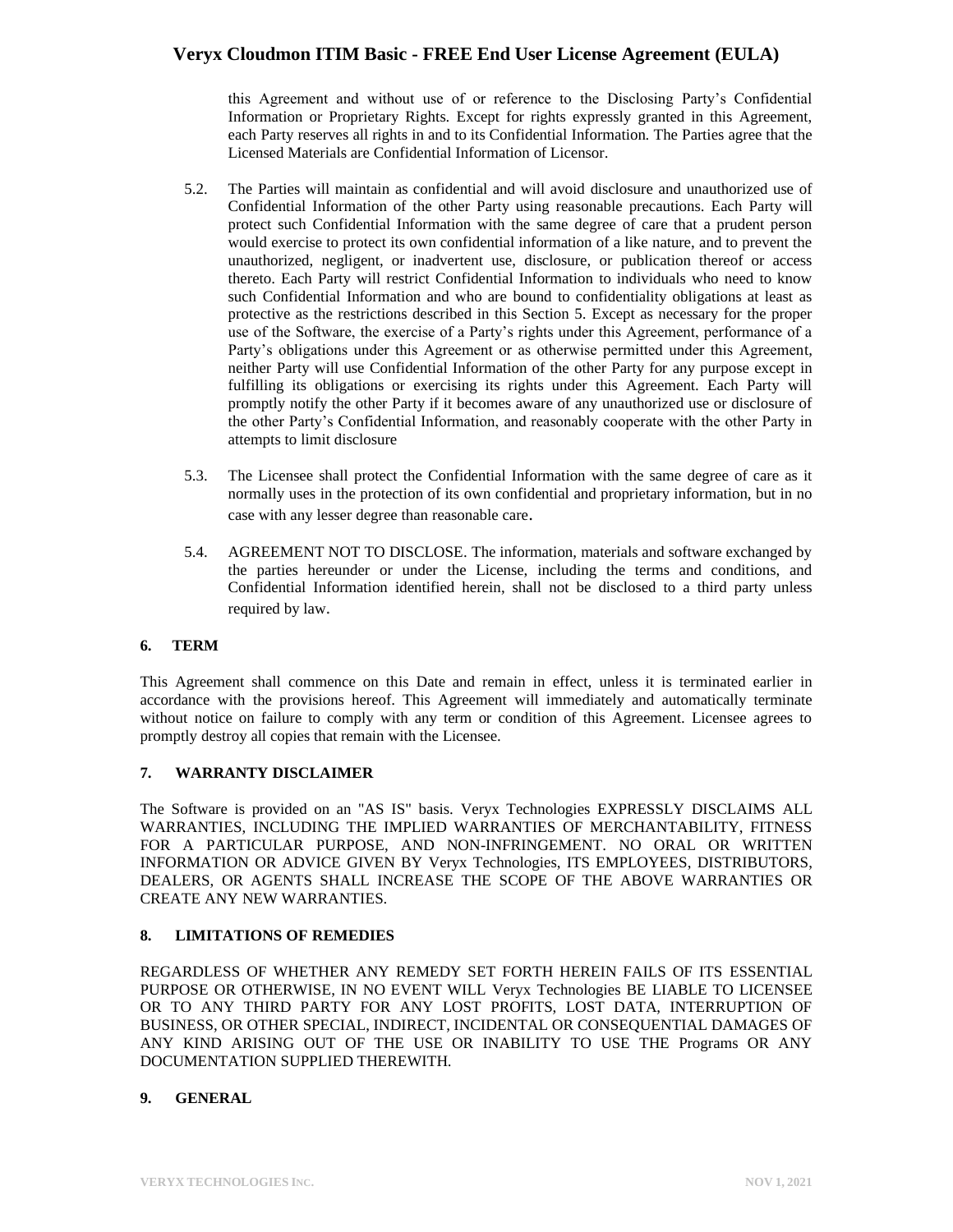this Agreement and without use of or reference to the Disclosing Party's Confidential Information or Proprietary Rights. Except for rights expressly granted in this Agreement, each Party reserves all rights in and to its Confidential Information. The Parties agree that the Licensed Materials are Confidential Information of Licensor.

5.2. The Parties will maintain as confidential and will avoid disclosure and unauthorized use of Confidential Information of the other Party using reasonable precautions. Each Party will protect such Confidential Information with the same degree of care that a prudent person would exercise to protect its own confidential information of a like nature, and to prevent the unauthorized, negligent, or inadvertent use, disclosure, or publication thereof or access thereto. Each Party will restrict Confidential Information to individuals who need to know such Confidential Information and who are bound to confidentiality obligations at least as protective as the restrictions described in this Section 5. Except as necessary for the proper use of the Software, the exercise of a Party's rights under this Agreement, performance of a Party's obligations under this Agreement or as otherwise permitted under this Agreement, neither Party will use Confidential Information of the other Party for any purpose except in fulfilling its obligations or exercising its rights under this Agreement. Each Party will promptly notify the other Party if it becomes aware of any unauthorized use or disclosure of the other Party's Confidential Information, and reasonably cooperate with the other Party in attempts to limit disclosure

5.3. The Licensee shall protect the Confidential Information with the same degree of care as it normally uses in the protection of its own confidential and proprietary information, but in no case with any lesser degree than reasonable care.

5.4. AGREEMENT NOT TO DISCLOSE. The information, materials and software exchanged by the parties hereunder or under the License, including the terms and conditions, and Confidential Information identified herein, shall not be disclosed to a third party unless required by law.

## 6. TERM

This Agreement shall commence on this Date and remain in effect, unless it is terminated earlier in accordance with the provisions hereof. This Agreement will immediately and automatically terminate without notice on failure to comply with any term or condition of this Agreement. Licensee agrees to promptly destroy all copies that remain with the Licensee.

## 7. WARRANTY DISCLAIMER

The Software is provided on an "AS IS" basis. Veryx Technologies EXPRESSLY DISCLAIMS ALL WARRANTIES, INCLUDING THE IMPLIED WARRANTIES OF MERCHANTABILITY, FITNESS FOR A PARTICULAR PURPOSE, AND NON-INFRINGEMENT. NO ORAL OR WRITTEN INFORMATION OR ADVICE GIVEN BY Veryx Technologies, ITS EMPLOYEES, DISTRIBUTORS, DEALERS, OR AGENTS SHALL INCREASE THE SCOPE OF THE ABOVE WARRANTIES OR CREATE ANY NEW WARRANTIES.

## 8. LIMITATIONS OF REMEDIES

REGARDLESS OF WHETHER ANY REMEDY SET FORTH HEREIN FAILS OF ITS ESSENTIAL PURPOSE OR OTHERWISE, IN NO EVENT WILL Veryx Technologies BE LIABLE TO LICENSEE OR TO ANY THIRD PARTY FOR ANY LOST PROFITS, LOST DATA, INTERRUPTION OF BUSINESS, OR OTHER SPECIAL, INDIRECT, INCIDENTAL OR CONSEQUENTIAL DAMAGES OF ANY KIND ARISING OUT OF THE USE OR INABILITY TO USE THE Programs OR ANY DOCUMENTATION SUPPLIED THEREWITH.

## 9. GENERAL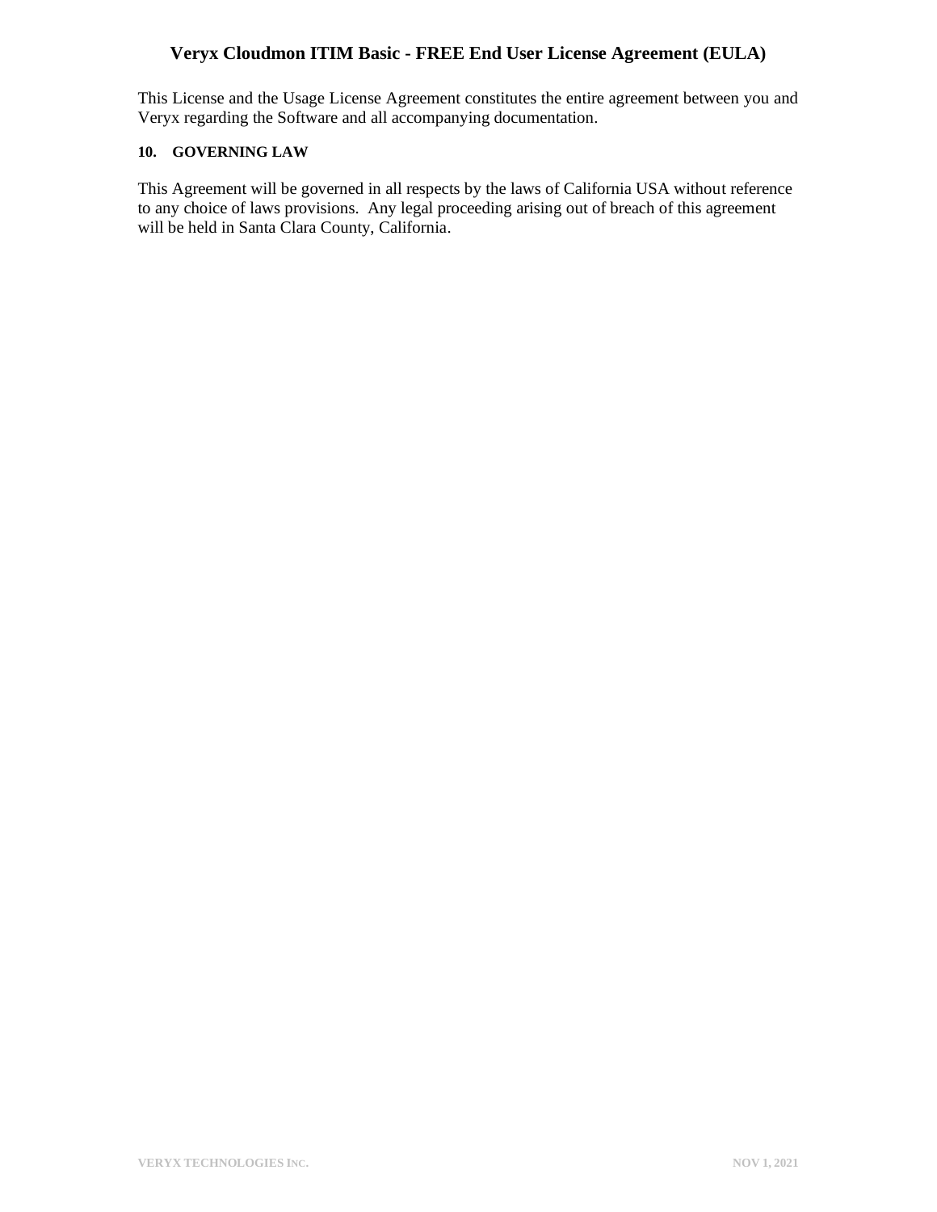This License and the Usage License Agreement constitutes the entire agreement between you and Veryx regarding the Software and all accompanying documentation.

### 10. GOVERNING LAW

This Agreement will be governed in all respects by the laws of California USA without reference to any choice of laws provisions. Any legal proceeding arising out of breach of this agreement will be held in Santa Clara County, California.